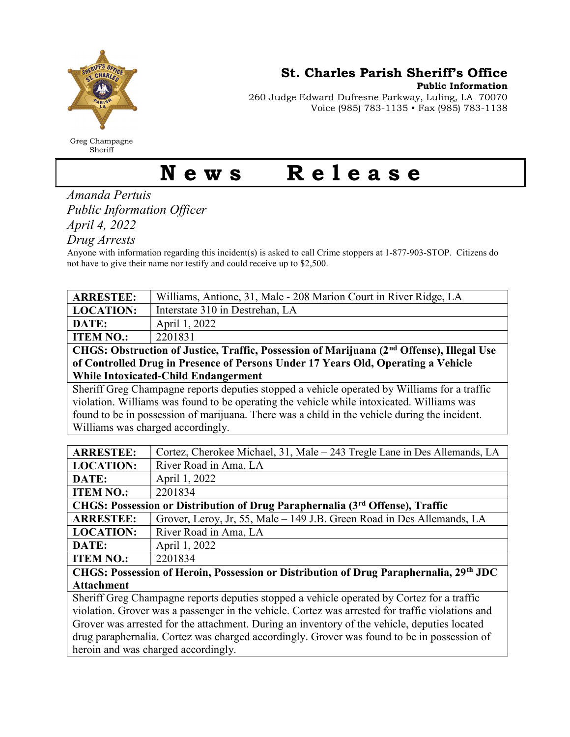Greg Champagne
Sheriff

**St. Charles Parish Sheriff's Office**
**Public Information**
260 Judge Edward Dufresne Parkway, Luling, LA 70070
Voice (985) 783-1135 • Fax (985) 783-1138

# News Release

*Amanda Pertuis*
*Public Information Officer*
*April 4, 2022*
*Drug Arrests*

Anyone with information regarding this incident(s) is asked to call Crime stoppers at 1-877-903-STOP. Citizens do not have to give their name nor testify and could receive up to $2,500.

| **ARRESTEE:** | Williams, Antione, 31, Male - 208 Marion Court in River Ridge, LA |
|---|---|
| **LOCATION:** | Interstate 310 in Destrehan, LA |
| **DATE:** | April 1, 2022 |
| **ITEM NO.:** | 2201831 |
| **CHGS: Obstruction of Justice, Traffic, Possession of Marijuana (2nd Offense), Illegal Use of Controlled Drug in Presence of Persons Under 17 Years Old, Operating a Vehicle While Intoxicated-Child Endangerment** | |
| Sheriff Greg Champagne reports deputies stopped a vehicle operated by Williams for a traffic violation. Williams was found to be operating the vehicle while intoxicated. Williams was found to be in possession of marijuana. There was a child in the vehicle during the incident. Williams was charged accordingly. | |

| **ARRESTEE:** | Cortez, Cherokee Michael, 31, Male – 243 Tregle Lane in Des Allemands, LA |
|---|---|
| **LOCATION:** | River Road in Ama, LA |
| **DATE:** | April 1, 2022 |
| **ITEM NO.:** | 2201834 |
| **CHGS: Possession or Distribution of Drug Paraphernalia (3rd Offense), Traffic** | |
| **ARRESTEE:** | Grover, Leroy, Jr, 55, Male – 149 J.B. Green Road in Des Allemands, LA |
| **LOCATION:** | River Road in Ama, LA |
| **DATE:** | April 1, 2022 |
| **ITEM NO.:** | 2201834 |
| **CHGS: Possession of Heroin, Possession or Distribution of Drug Paraphernalia, 29th JDC Attachment** | |
| Sheriff Greg Champagne reports deputies stopped a vehicle operated by Cortez for a traffic violation. Grover was a passenger in the vehicle. Cortez was arrested for traffic violations and Grover was arrested for the attachment. During an inventory of the vehicle, deputies located drug paraphernalia. Cortez was charged accordingly. Grover was found to be in possession of heroin and was charged accordingly. | |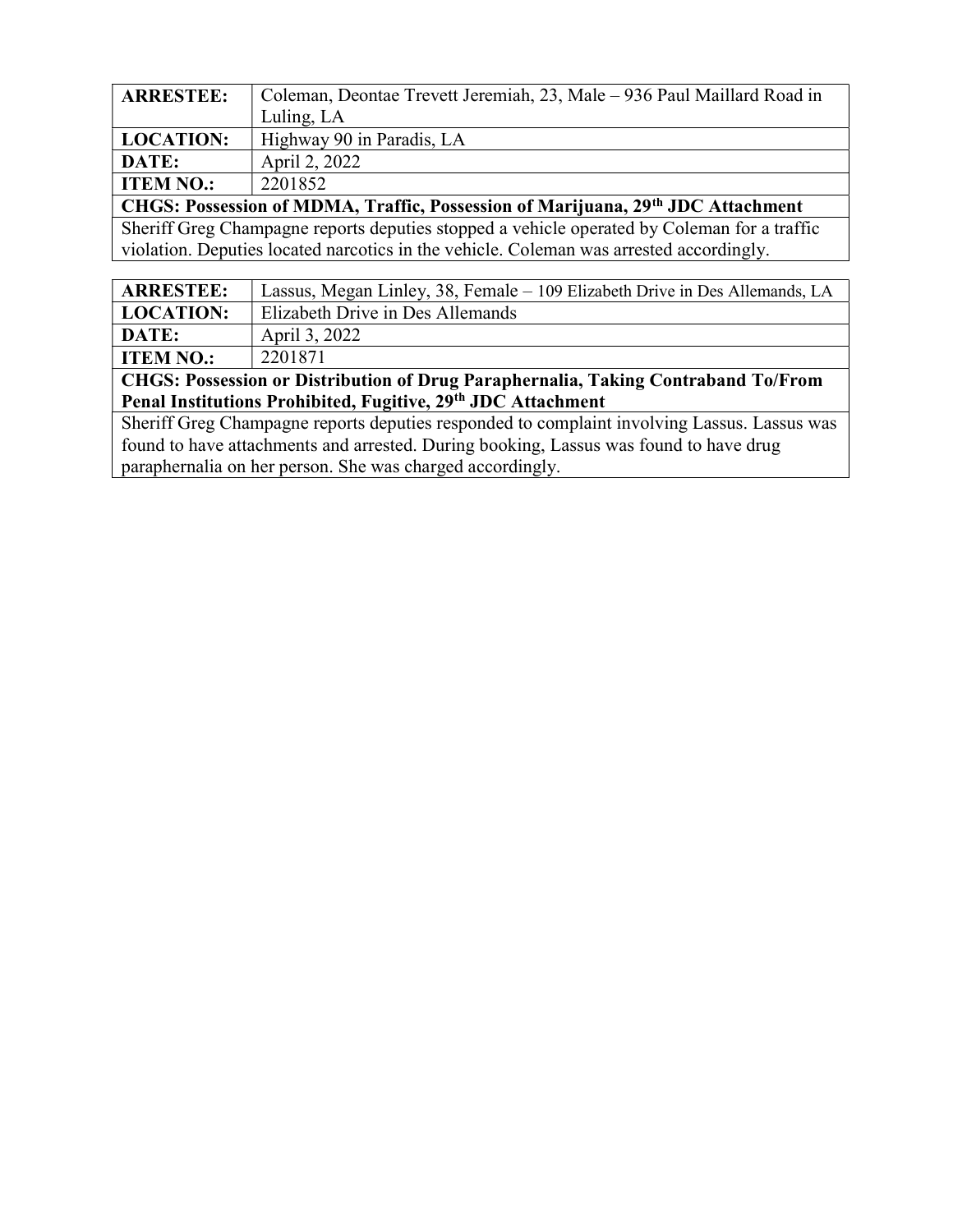| | |
|---|---|
| **ARRESTEE:** | Coleman, Deontae Trevett Jeremiah, 23, Male – 936 Paul Maillard Road in Luling, LA |
| **LOCATION:** | Highway 90 in Paradis, LA |
| **DATE:** | April 2, 2022 |
| **ITEM NO.:** | 2201852 |
| **CHGS: Possession of MDMA, Traffic, Possession of Marijuana, 29th JDC Attachment** | |
| Sheriff Greg Champagne reports deputies stopped a vehicle operated by Coleman for a traffic violation. Deputies located narcotics in the vehicle. Coleman was arrested accordingly. | |

| | |
|---|---|
| **ARRESTEE:** | Lassus, Megan Linley, 38, Female – 109 Elizabeth Drive in Des Allemands, LA |
| **LOCATION:** | Elizabeth Drive in Des Allemands |
| **DATE:** | April 3, 2022 |
| **ITEM NO.:** | 2201871 |
| **CHGS: Possession or Distribution of Drug Paraphernalia, Taking Contraband To/From Penal Institutions Prohibited, Fugitive, 29th JDC Attachment** | |
| Sheriff Greg Champagne reports deputies responded to complaint involving Lassus. Lassus was found to have attachments and arrested. During booking, Lassus was found to have drug paraphernalia on her person. She was charged accordingly. | |